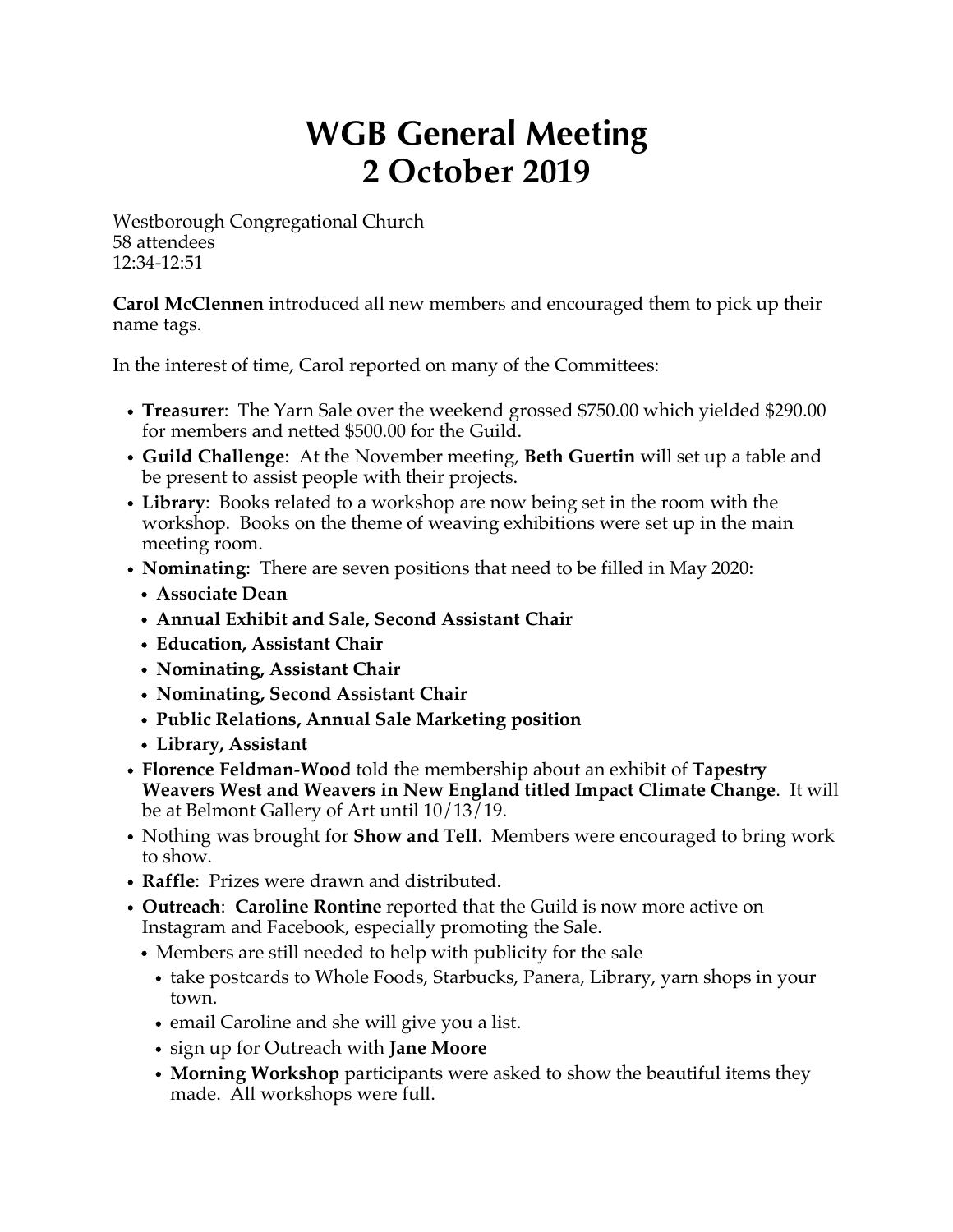# WGB General Meeting
# 2 October 2019

Westborough Congregational Church
58 attendees
12:34-12:51

**Carol McClennen** introduced all new members and encouraged them to pick up their name tags.

In the interest of time, Carol reported on many of the Committees:

- **Treasurer**: The Yarn Sale over the weekend grossed $750.00 which yielded $290.00 for members and netted $500.00 for the Guild.
- **Guild Challenge**: At the November meeting, **Beth Guertin** will set up a table and be present to assist people with their projects.
- **Library**: Books related to a workshop are now being set in the room with the workshop. Books on the theme of weaving exhibitions were set up in the main meeting room.
- **Nominating**: There are seven positions that need to be filled in May 2020:
  - **Associate Dean**
  - **Annual Exhibit and Sale, Second Assistant Chair**
  - **Education, Assistant Chair**
  - **Nominating, Assistant Chair**
  - **Nominating, Second Assistant Chair**
  - **Public Relations, Annual Sale Marketing position**
  - **Library, Assistant**
- **Florence Feldman-Wood** told the membership about an exhibit of **Tapestry Weavers West and Weavers in New England titled Impact Climate Change**. It will be at Belmont Gallery of Art until 10/13/19.
- Nothing was brought for **Show and Tell**. Members were encouraged to bring work to show.
- **Raffle**: Prizes were drawn and distributed.
- **Outreach**: **Caroline Rontine** reported that the Guild is now more active on Instagram and Facebook, especially promoting the Sale.
  - Members are still needed to help with publicity for the sale
    - take postcards to Whole Foods, Starbucks, Panera, Library, yarn shops in your town.
    - email Caroline and she will give you a list.
    - sign up for Outreach with **Jane Moore**
    - **Morning Workshop** participants were asked to show the beautiful items they made. All workshops were full.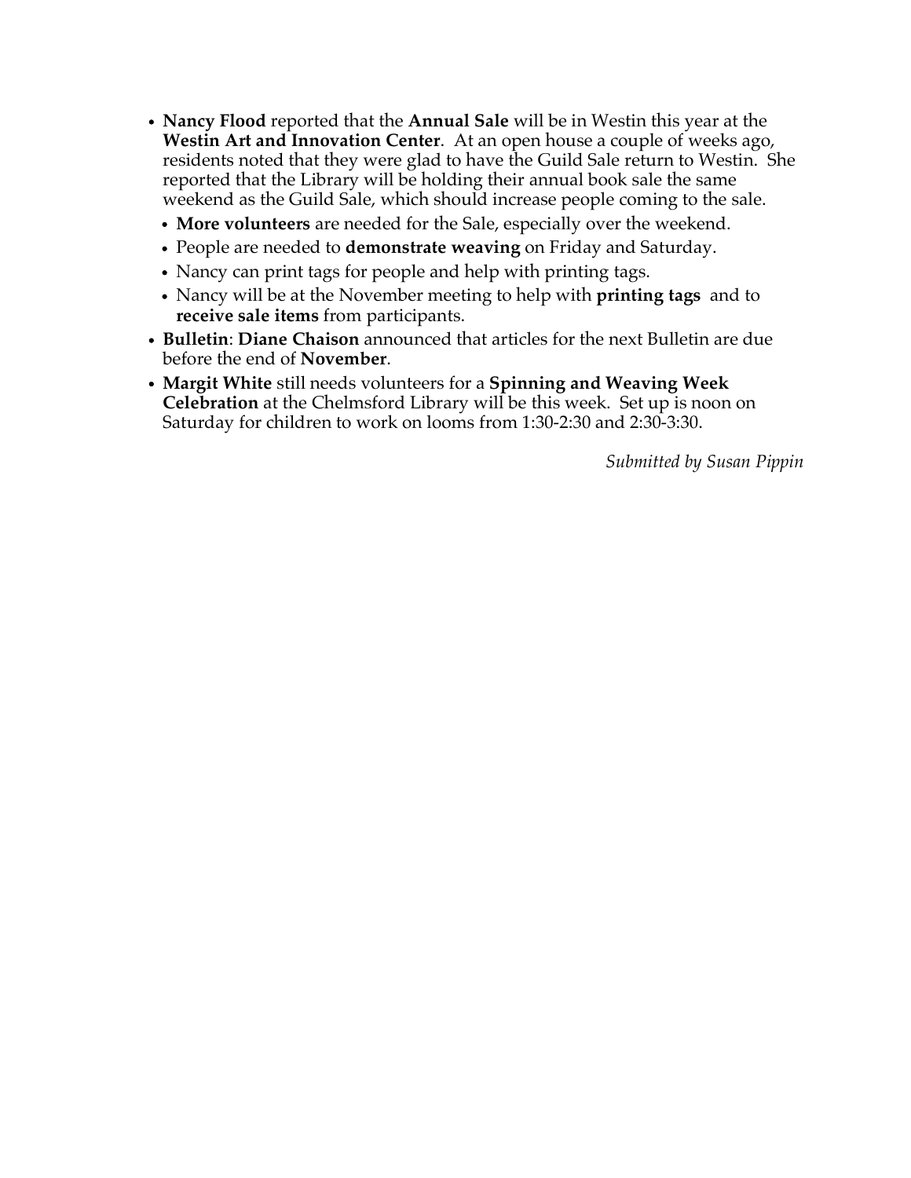- **Nancy Flood** reported that the **Annual Sale** will be in Westin this year at the **Westin Art and Innovation Center**. At an open house a couple of weeks ago, residents noted that they were glad to have the Guild Sale return to Westin. She reported that the Library will be holding their annual book sale the same weekend as the Guild Sale, which should increase people coming to the sale.
  - **More volunteers** are needed for the Sale, especially over the weekend.
  - People are needed to **demonstrate weaving** on Friday and Saturday.
  - Nancy can print tags for people and help with printing tags.
  - Nancy will be at the November meeting to help with **printing tags** and to **receive sale items** from participants.
- **Bulletin**: **Diane Chaison** announced that articles for the next Bulletin are due before the end of **November**.
- **Margit White** still needs volunteers for a **Spinning and Weaving Week Celebration** at the Chelmsford Library will be this week. Set up is noon on Saturday for children to work on looms from 1:30-2:30 and 2:30-3:30.

*Submitted by Susan Pippin*